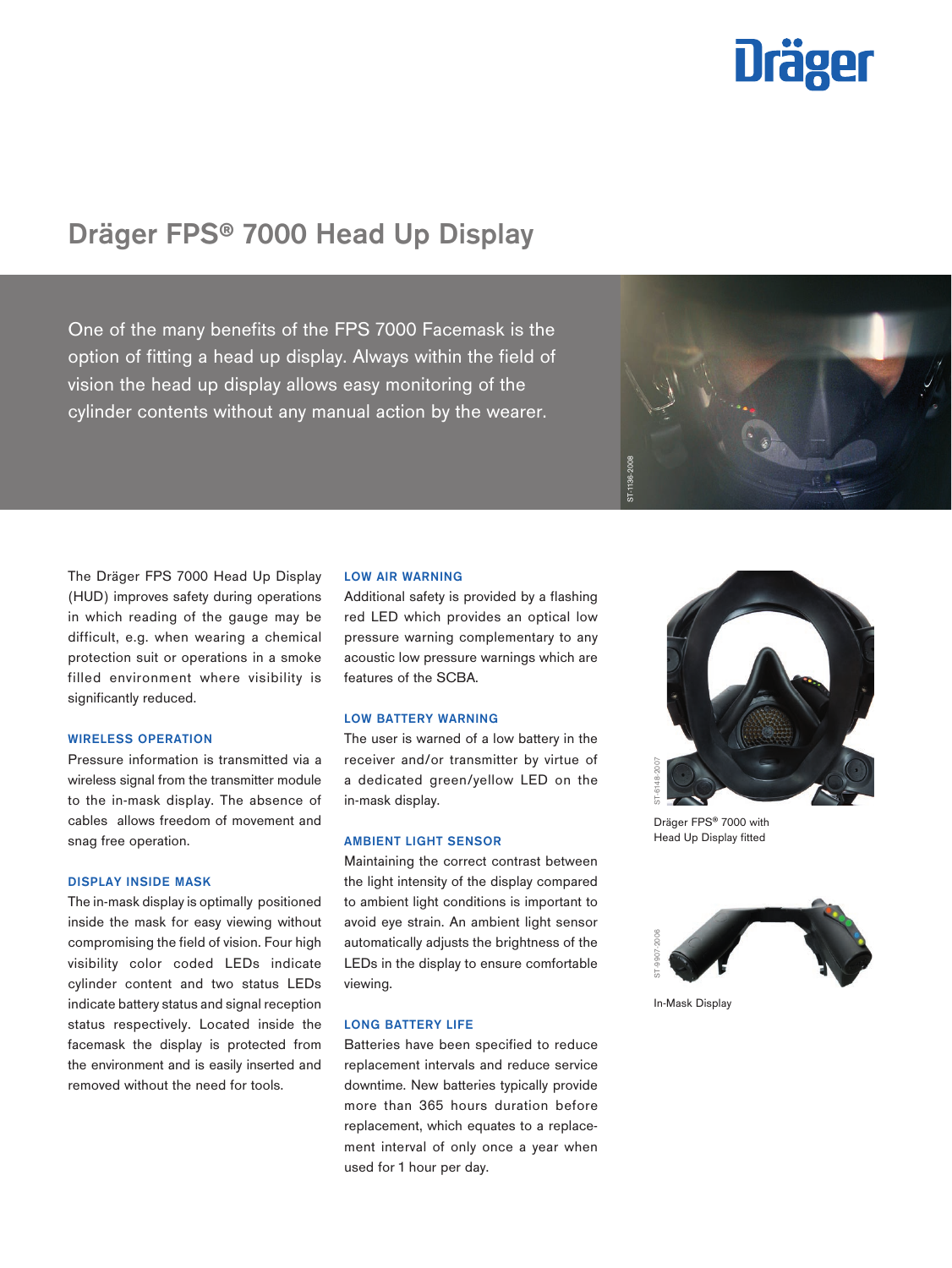# Dräger FPS® 7000 Head Up Display

One of the many benefits of the FPS 7000 Facemask is the option of fitting a head up display. Always within the field of vision the head up display allows easy monitoring of the cylinder contents without any manual action by the wearer.

The Dräger FPS 7000 Head Up Display (HUD) improves safety during operations in which reading of the gauge may be difficult, e.g. when wearing a chemical protection suit or operations in a smoke filled environment where visibility is significantly reduced.

### WIRELESS OPERATION

Pressure information is transmitted via a wireless signal from the transmitter module to the in-mask display. The absence of cables allows freedom of movement and snag free operation.

### DISPLAY INSIDE MASK

The in-mask display is optimally positioned inside the mask for easy viewing without compromising the field of vision. Four high visibility color coded LEDs indicate cylinder content and two status LEDs indicate battery status and signal reception status respectively. Located inside the facemask the display is protected from the environment and is easily inserted and removed without the need for tools.

### LOW AIR WARNING

Additional safety is provided by a flashing red LED which provides an optical low pressure warning complementary to any acoustic low pressure warnings which are features of the SCBA.

### LOW BATTERY WARNING

The user is warned of a low battery in the receiver and/or transmitter by virtue of a dedicated green/yellow LED on the in-mask display.

### AMBIENT LIGHT SENSOR

Maintaining the correct contrast between the light intensity of the display compared to ambient light conditions is important to avoid eye strain. An ambient light sensor automatically adjusts the brightness of the LEDs in the display to ensure comfortable viewing.

### LONG BATTERY LIFE

Batteries have been specified to reduce replacement intervals and reduce service downtime. New batteries typically provide more than 365 hours duration before replacement, which equates to a replacement interval of only once a year when used for 1 hour per day.

Dräger FPS® 7000 with Head Up Display fitted

In-Mask Display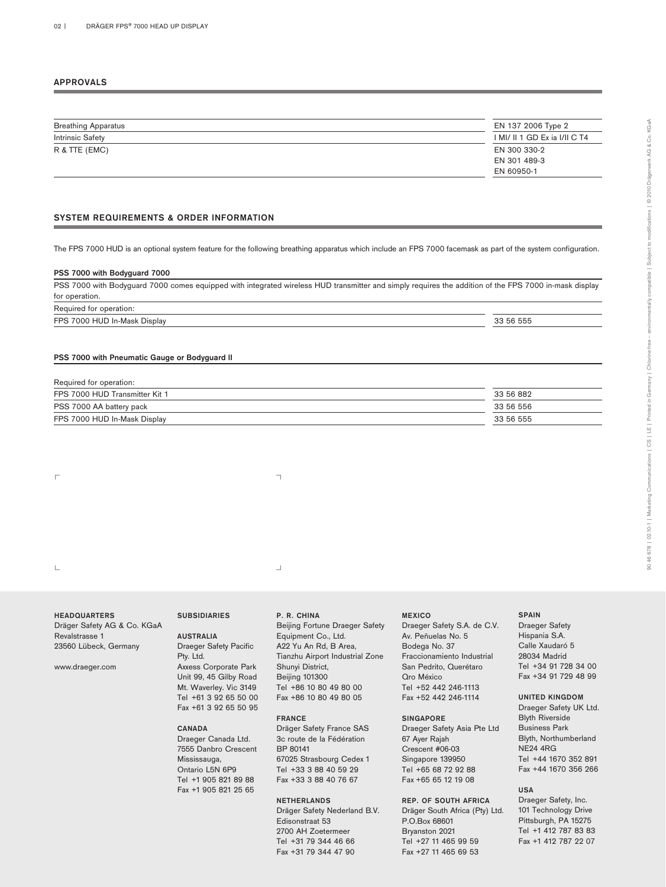## APPROVALS

| | |
|---|---|
| Breathing Apparatus | EN 137 2006 Type 2 |
| Intrinsic Safety | I MI/ II 1 GD Ex ia I/II C T4 |
| R & TTE (EMC) | EN 300 330-2<br>EN 301 489-3<br>EN 60950-1 |

## SYSTEM REQUIREMENTS & ORDER INFORMATION

The FPS 7000 HUD is an optional system feature for the following breathing apparatus which include an FPS 7000 facemask as part of the system configuration.

### PSS 7000 with Bodyguard 7000

PSS 7000 with Bodyguard 7000 comes equipped with integrated wireless HUD transmitter and simply requires the addition of the FPS 7000 in-mask display for operation.

| | |
|---|---|
| Required for operation: | |
| FPS 7000 HUD In-Mask Display | 33 56 555 |

### PSS 7000 with Pneumatic Gauge or Bodyguard II

| | |
|---|---|
| Required for operation: | |
| FPS 7000 HUD Transmitter Kit 1 | 33 56 882 |
| PSS 7000 AA battery pack | 33 56 556 |
| FPS 7000 HUD In-Mask Display | 33 56 555 |

**HEADQUARTERS**
Dräger Safety AG & Co. KGaA
Revalstrasse 1
23560 Lübeck, Germany

www.draeger.com

**SUBSIDIARIES**

**AUSTRALIA**
Draeger Safety Pacific Pty. Ltd.
Axxess Corporate Park
Unit 99, 45 Gilby Road
Mt. Waverley. Vic 3149
Tel +61 3 92 65 50 00
Fax +61 3 92 65 50 95

**CANADA**
Draeger Canada Ltd.
7555 Danbro Crescent
Mississauga,
Ontario L5N 6P9
Tel +1 905 821 89 88
Fax +1 905 821 25 65

**P. R. CHINA**
Beijing Fortune Draeger Safety Equipment Co., Ltd.
A22 Yu An Rd, B Area,
Tianzhu Airport Industrial Zone
Shunyi District,
Beijing 101300
Tel +86 10 80 49 80 00
Fax +86 10 80 49 80 05

**FRANCE**
Dräger Safety France SAS
3c route de la Fédération
BP 80141
67025 Strasbourg Cedex 1
Tel +33 3 88 40 59 29
Fax +33 3 88 40 76 67

**NETHERLANDS**
Dräger Safety Nederland B.V.
Edisonstraat 53
2700 AH Zoetermeer
Tel +31 79 344 46 66
Fax +31 79 344 47 90

**MEXICO**
Draeger Safety S.A. de C.V.
Av. Peñuelas No. 5
Bodega No. 37
Fraccionamiento Industrial
San Pedrito, Querétaro
Qro México
Tel +52 442 246-1113
Fax +52 442 246-1114

**SINGAPORE**
Draeger Safety Asia Pte Ltd
67 Ayer Rajah
Crescent #06-03
Singapore 139950
Tel +65 68 72 92 88
Fax +65 65 12 19 08

**REP. OF SOUTH AFRICA**
Dräger South Africa (Pty) Ltd.
P.O.Box 68601
Bryanston 2021
Tel +27 11 465 99 59
Fax +27 11 465 69 53

**SPAIN**
Draeger Safety Hispania S.A.
Calle Xaudaró 5
28034 Madrid
Tel +34 91 728 34 00
Fax +34 91 729 48 99

**UNITED KINGDOM**
Draeger Safety UK Ltd.
Blyth Riverside Business Park
Blyth, Northumberland
NE24 4RG
Tel +44 1670 352 891
Fax +44 1670 356 266

**USA**
Draeger Safety, Inc.
101 Technology Drive
Pittsburgh, PA 15275
Tel +1 412 787 83 83
Fax +1 412 787 22 07

90 46 678 | 02.10-1 | Marketing Communications | CS | LE | Printed in Germany | Chlorine-free – environmentally compatible | Subject to modifications | © 2010 Drägerwerk AG & Co. KGaA